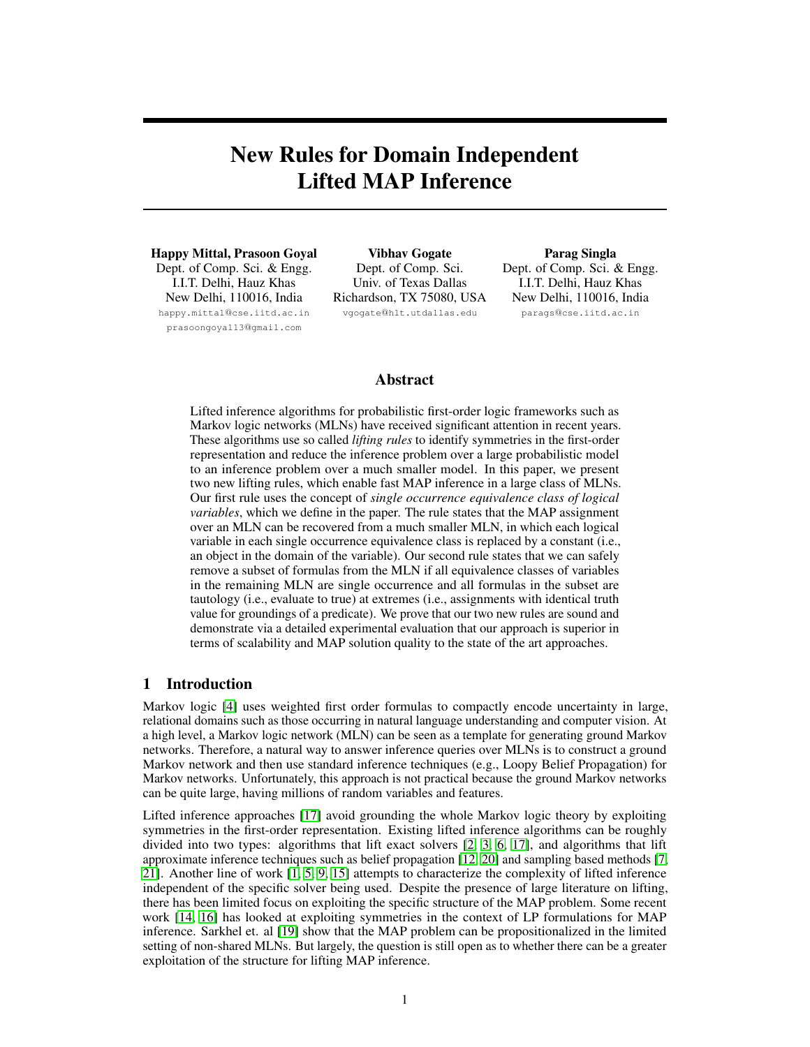# New Rules for Domain Independent Lifted MAP Inference

**Happy Mittal, Prasoon Goyal**
Dept. of Comp. Sci. & Engg.
I.I.T. Delhi, Hauz Khas
New Delhi, 110016, India
happy.mittal@cse.iitd.ac.in
prasoongoyal13@gmail.com

**Vibhav Gogate**
Dept. of Comp. Sci.
Univ. of Texas Dallas
Richardson, TX 75080, USA
vgogate@hlt.utdallas.edu

**Parag Singla**
Dept. of Comp. Sci. & Engg.
I.I.T. Delhi, Hauz Khas
New Delhi, 110016, India
parags@cse.iitd.ac.in

## Abstract

Lifted inference algorithms for probabilistic first-order logic frameworks such as Markov logic networks (MLNs) have received significant attention in recent years. These algorithms use so called *lifting rules* to identify symmetries in the first-order representation and reduce the inference problem over a large probabilistic model to an inference problem over a much smaller model. In this paper, we present two new lifting rules, which enable fast MAP inference in a large class of MLNs. Our first rule uses the concept of *single occurrence equivalence class of logical variables*, which we define in the paper. The rule states that the MAP assignment over an MLN can be recovered from a much smaller MLN, in which each logical variable in each single occurrence equivalence class is replaced by a constant (i.e., an object in the domain of the variable). Our second rule states that we can safely remove a subset of formulas from the MLN if all equivalence classes of variables in the remaining MLN are single occurrence and all formulas in the subset are tautology (i.e., evaluate to true) at extremes (i.e., assignments with identical truth value for groundings of a predicate). We prove that our two new rules are sound and demonstrate via a detailed experimental evaluation that our approach is superior in terms of scalability and MAP solution quality to the state of the art approaches.

## 1 Introduction

Markov logic [4] uses weighted first order formulas to compactly encode uncertainty in large, relational domains such as those occurring in natural language understanding and computer vision. At a high level, a Markov logic network (MLN) can be seen as a template for generating ground Markov networks. Therefore, a natural way to answer inference queries over MLNs is to construct a ground Markov network and then use standard inference techniques (e.g., Loopy Belief Propagation) for Markov networks. Unfortunately, this approach is not practical because the ground Markov networks can be quite large, having millions of random variables and features.

Lifted inference approaches [17] avoid grounding the whole Markov logic theory by exploiting symmetries in the first-order representation. Existing lifted inference algorithms can be roughly divided into two types: algorithms that lift exact solvers [2, 3, 6, 17], and algorithms that lift approximate inference techniques such as belief propagation [12, 20] and sampling based methods [7, 21]. Another line of work [1, 5, 9, 15] attempts to characterize the complexity of lifted inference independent of the specific solver being used. Despite the presence of large literature on lifting, there has been limited focus on exploiting the specific structure of the MAP problem. Some recent work [14, 16] has looked at exploiting symmetries in the context of LP formulations for MAP inference. Sarkhel et. al [19] show that the MAP problem can be propositionalized in the limited setting of non-shared MLNs. But largely, the question is still open as to whether there can be a greater exploitation of the structure for lifting MAP inference.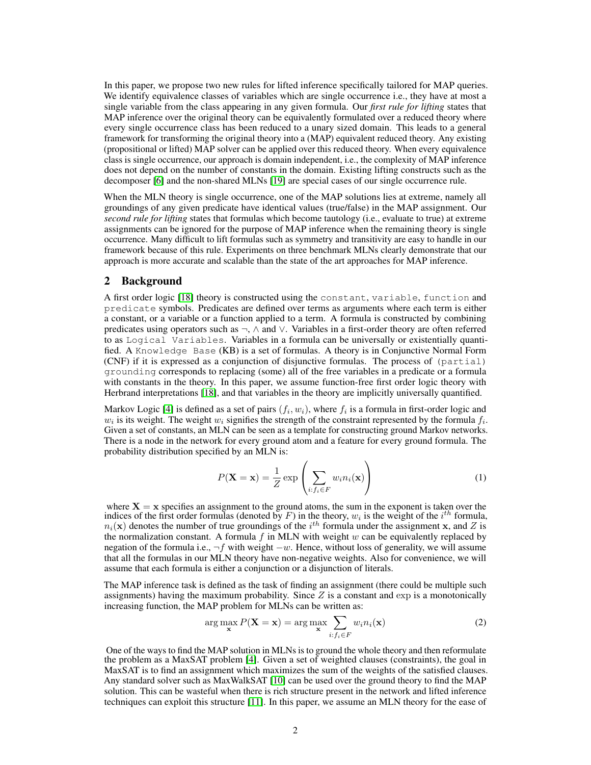In this paper, we propose two new rules for lifted inference specifically tailored for MAP queries. We identify equivalence classes of variables which are single occurrence i.e., they have at most a single variable from the class appearing in any given formula. Our *first rule for lifting* states that MAP inference over the original theory can be equivalently formulated over a reduced theory where every single occurrence class has been reduced to a unary sized domain. This leads to a general framework for transforming the original theory into a (MAP) equivalent reduced theory. Any existing (propositional or lifted) MAP solver can be applied over this reduced theory. When every equivalence class is single occurrence, our approach is domain independent, i.e., the complexity of MAP inference does not depend on the number of constants in the domain. Existing lifting constructs such as the decomposer [6] and the non-shared MLNs [19] are special cases of our single occurrence rule.

When the MLN theory is single occurrence, one of the MAP solutions lies at extreme, namely all groundings of any given predicate have identical values (true/false) in the MAP assignment. Our *second rule for lifting* states that formulas which become tautology (i.e., evaluate to true) at extreme assignments can be ignored for the purpose of MAP inference when the remaining theory is single occurrence. Many difficult to lift formulas such as symmetry and transitivity are easy to handle in our framework because of this rule. Experiments on three benchmark MLNs clearly demonstrate that our approach is more accurate and scalable than the state of the art approaches for MAP inference.

## 2 Background

A first order logic [18] theory is constructed using the `constant`, `variable`, `function` and `predicate` symbols. Predicates are defined over terms as arguments where each term is either a constant, or a variable or a function applied to a term. A formula is constructed by combining predicates using operators such as $\neg$, $\wedge$ and $\vee$. Variables in a first-order theory are often referred to as `Logical Variables`. Variables in a formula can be universally or existentially quantified. A `Knowledge Base` (KB) is a set of formulas. A theory is in Conjunctive Normal Form (CNF) if it is expressed as a conjunction of disjunctive formulas. The process of `(partial) grounding` corresponds to replacing (some) all of the free variables in a predicate or a formula with constants in the theory. In this paper, we assume function-free first order logic theory with Herbrand interpretations [18], and that variables in the theory are implicitly universally quantified.

Markov Logic [4] is defined as a set of pairs $(f_i, w_i)$, where $f_i$ is a formula in first-order logic and $w_i$ is its weight. The weight $w_i$ signifies the strength of the constraint represented by the formula $f_i$. Given a set of constants, an MLN can be seen as a template for constructing ground Markov networks. There is a node in the network for every ground atom and a feature for every ground formula. The probability distribution specified by an MLN is:

$$P(\mathbf{X} = \mathbf{x}) = \frac{1}{Z} \exp\left(\sum_{i:f_i \in F} w_i n_i(\mathbf{x})\right) \tag{1}$$

where $\mathbf{X} = \mathbf{x}$ specifies an assignment to the ground atoms, the sum in the exponent is taken over the indices of the first order formulas (denoted by $F$) in the theory, $w_i$ is the weight of the $i^{th}$ formula, $n_i(\mathbf{x})$ denotes the number of true groundings of the $i^{th}$ formula under the assignment $\mathbf{x}$, and $Z$ is the normalization constant. A formula $f$ in MLN with weight $w$ can be equivalently replaced by negation of the formula i.e., $\neg f$ with weight $-w$. Hence, without loss of generality, we will assume that all the formulas in our MLN theory have non-negative weights. Also for convenience, we will assume that each formula is either a conjunction or a disjunction of literals.

The MAP inference task is defined as the task of finding an assignment (there could be multiple such assignments) having the maximum probability. Since $Z$ is a constant and $\exp$ is a monotonically increasing function, the MAP problem for MLNs can be written as:

$$\arg\max_{\mathbf{x}} P(\mathbf{X} = \mathbf{x}) = \arg\max_{\mathbf{x}} \sum_{i:f_i \in F} w_i n_i(\mathbf{x}) \tag{2}$$

One of the ways to find the MAP solution in MLNs is to ground the whole theory and then reformulate the problem as a MaxSAT problem [4]. Given a set of weighted clauses (constraints), the goal in MaxSAT is to find an assignment which maximizes the sum of the weights of the satisfied clauses. Any standard solver such as MaxWalkSAT [10] can be used over the ground theory to find the MAP solution. This can be wasteful when there is rich structure present in the network and lifted inference techniques can exploit this structure [11]. In this paper, we assume an MLN theory for the ease of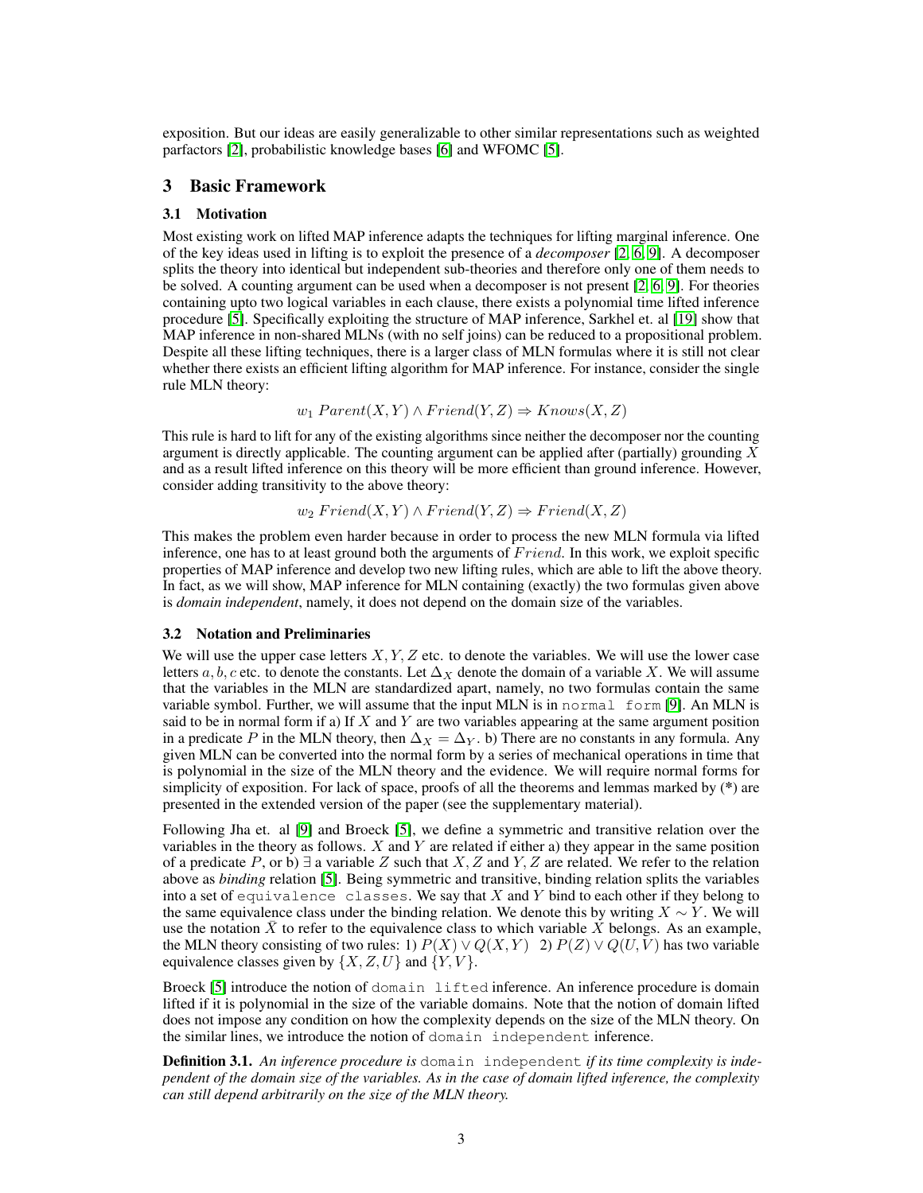exposition. But our ideas are easily generalizable to other similar representations such as weighted parfactors [2], probabilistic knowledge bases [6] and WFOMC [5].

## 3 Basic Framework

### 3.1 Motivation

Most existing work on lifted MAP inference adapts the techniques for lifting marginal inference. One of the key ideas used in lifting is to exploit the presence of a *decomposer* [2, 6, 9]. A decomposer splits the theory into identical but independent sub-theories and therefore only one of them needs to be solved. A counting argument can be used when a decomposer is not present [2, 6, 9]. For theories containing upto two logical variables in each clause, there exists a polynomial time lifted inference procedure [5]. Specifically exploiting the structure of MAP inference, Sarkhel et. al [19] show that MAP inference in non-shared MLNs (with no self joins) can be reduced to a propositional problem. Despite all these lifting techniques, there is a larger class of MLN formulas where it is still not clear whether there exists an efficient lifting algorithm for MAP inference. For instance, consider the single rule MLN theory:

$$w_1 \; Parent(X, Y) \wedge Friend(Y, Z) \Rightarrow Knows(X, Z)$$

This rule is hard to lift for any of the existing algorithms since neither the decomposer nor the counting argument is directly applicable. The counting argument can be applied after (partially) grounding $X$ and as a result lifted inference on this theory will be more efficient than ground inference. However, consider adding transitivity to the above theory:

$$w_2 \; Friend(X, Y) \wedge Friend(Y, Z) \Rightarrow Friend(X, Z)$$

This makes the problem even harder because in order to process the new MLN formula via lifted inference, one has to at least ground both the arguments of $Friend$. In this work, we exploit specific properties of MAP inference and develop two new lifting rules, which are able to lift the above theory. In fact, as we will show, MAP inference for MLN containing (exactly) the two formulas given above is *domain independent*, namely, it does not depend on the domain size of the variables.

### 3.2 Notation and Preliminaries

We will use the upper case letters $X, Y, Z$ etc. to denote the variables. We will use the lower case letters $a, b, c$ etc. to denote the constants. Let $\Delta_X$ denote the domain of a variable $X$. We will assume that the variables in the MLN are standardized apart, namely, no two formulas contain the same variable symbol. Further, we will assume that the input MLN is in `normal form` [9]. An MLN is said to be in normal form if a) If $X$ and $Y$ are two variables appearing at the same argument position in a predicate $P$ in the MLN theory, then $\Delta_X = \Delta_Y$. b) There are no constants in any formula. Any given MLN can be converted into the normal form by a series of mechanical operations in time that is polynomial in the size of the MLN theory and the evidence. We will require normal forms for simplicity of exposition. For lack of space, proofs of all the theorems and lemmas marked by (*) are presented in the extended version of the paper (see the supplementary material).

Following Jha et. al [9] and Broeck [5], we define a symmetric and transitive relation over the variables in the theory as follows. $X$ and $Y$ are related if either a) they appear in the same position of a predicate $P$, or b) $\exists$ a variable $Z$ such that $X, Z$ and $Y, Z$ are related. We refer to the relation above as *binding* relation [5]. Being symmetric and transitive, binding relation splits the variables into a set of `equivalence classes`. We say that $X$ and $Y$ bind to each other if they belong to the same equivalence class under the binding relation. We denote this by writing $X \sim Y$. We will use the notation $\bar{X}$ to refer to the equivalence class to which variable $X$ belongs. As an example, the MLN theory consisting of two rules: 1) $P(X) \vee Q(X, Y)$ 2) $P(Z) \vee Q(U, V)$ has two variable equivalence classes given by $\{X, Z, U\}$ and $\{Y, V\}$.

Broeck [5] introduce the notion of `domain lifted` inference. An inference procedure is domain lifted if it is polynomial in the size of the variable domains. Note that the notion of domain lifted does not impose any condition on how the complexity depends on the size of the MLN theory. On the similar lines, we introduce the notion of `domain independent` inference.

**Definition 3.1.** *An inference procedure is* `domain independent` *if its time complexity is independent of the domain size of the variables. As in the case of domain lifted inference, the complexity can still depend arbitrarily on the size of the MLN theory.*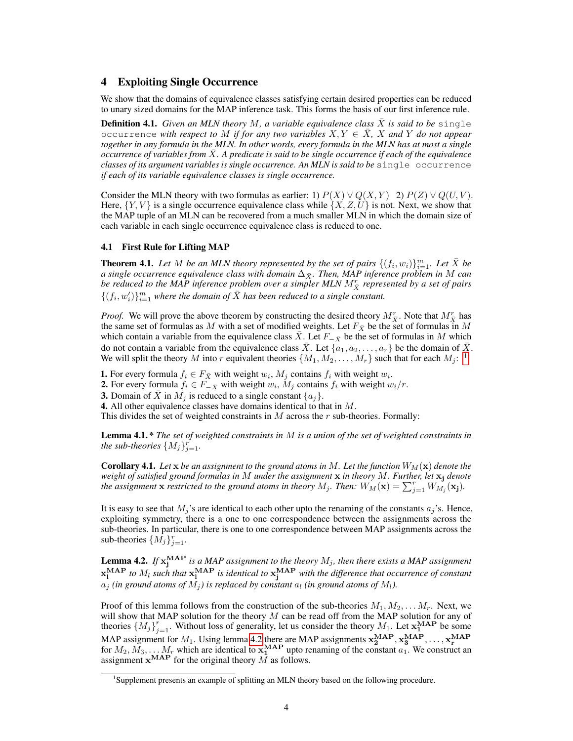## 4 Exploiting Single Occurrence

We show that the domains of equivalence classes satisfying certain desired properties can be reduced to unary sized domains for the MAP inference task. This forms the basis of our first inference rule.

**Definition 4.1.** *Given an MLN theory $M$, a variable equivalence class $\bar{X}$ is said to be* `single occurrence` *with respect to $M$ if for any two variables $X, Y \in \bar{X}$, $X$ and $Y$ do not appear together in any formula in the MLN. In other words, every formula in the MLN has at most a single occurrence of variables from $\bar{X}$. A predicate is said to be single occurrence if each of the equivalence classes of its argument variables is single occurrence. An MLN is said to be* `single occurrence` *if each of its variable equivalence classes is single occurrence.*

Consider the MLN theory with two formulas as earlier: 1) $P(X) \vee Q(X, Y)$ 2) $P(Z) \vee Q(U, V)$. Here, $\{Y, V\}$ is a single occurrence equivalence class while $\{X, Z, U\}$ is not. Next, we show that the MAP tuple of an MLN can be recovered from a much smaller MLN in which the domain size of each variable in each single occurrence equivalence class is reduced to one.

### 4.1 First Rule for Lifting MAP

**Theorem 4.1.** *Let $M$ be an MLN theory represented by the set of pairs $\{(f_i, w_i)\}_{i=1}^m$. Let $\bar{X}$ be a single occurrence equivalence class with domain $\Delta_{\bar{X}}$. Then, MAP inference problem in $M$ can be reduced to the MAP inference problem over a simpler MLN $M_{\bar{X}}^r$ represented by a set of pairs $\{(f_i, w_i')\}_{i=1}^m$ where the domain of $\bar{X}$ has been reduced to a single constant.*

*Proof.* We will prove the above theorem by constructing the desired theory $M_{\bar{X}}^r$. Note that $M_{\bar{X}}^r$ has the same set of formulas as $M$ with a set of modified weights. Let $F_{\bar{X}}$ be the set of formulas in $M$ which contain a variable from the equivalence class $\bar{X}$. Let $F_{-\bar{X}}$ be the set of formulas in $M$ which do not contain a variable from the equivalence class $\bar{X}$. Let $\{a_1, a_2, \ldots, a_r\}$ be the domain of $\bar{X}$. We will split the theory $M$ into $r$ equivalent theories $\{M_1, M_2, \ldots, M_r\}$ such that for each $M_j$: [1]

**1.** For every formula $f_i \in F_{\bar{X}}$ with weight $w_i$, $M_j$ contains $f_i$ with weight $w_i$.
**2.** For every formula $f_i \in F_{-\bar{X}}$ with weight $w_i$, $M_j$ contains $f_i$ with weight $w_i/r$.
**3.** Domain of $\bar{X}$ in $M_j$ is reduced to a single constant $\{a_j\}$.
**4.** All other equivalence classes have domains identical to that in $M$.

This divides the set of weighted constraints in $M$ across the $r$ sub-theories. Formally:

**Lemma 4.1.*** *The set of weighted constraints in $M$ is a union of the set of weighted constraints in the sub-theories $\{M_j\}_{j=1}^r$.*

**Corollary 4.1.** *Let $\mathbf{x}$ be an assignment to the ground atoms in $M$. Let the function $W_M(\mathbf{x})$ denote the weight of satisfied ground formulas in $M$ under the assignment $\mathbf{x}$ in theory $M$. Further, let $\mathbf{x_j}$ denote the assignment $\mathbf{x}$ restricted to the ground atoms in theory $M_j$. Then: $W_M(\mathbf{x}) = \sum_{j=1}^r W_{M_j}(\mathbf{x_j})$.*

It is easy to see that $M_j$'s are identical to each other upto the renaming of the constants $a_j$'s. Hence, exploiting symmetry, there is a one to one correspondence between the assignments across the sub-theories. In particular, there is one to one correspondence between MAP assignments across the sub-theories $\{M_j\}_{j=1}^r$.

**Lemma 4.2.** *If $\mathbf{x_j^{MAP}}$ is a MAP assignment to the theory $M_j$, then there exists a MAP assignment $\mathbf{x_l^{MAP}}$ to $M_l$ such that $\mathbf{x_l^{MAP}}$ is identical to $\mathbf{x_j^{MAP}}$ with the difference that occurrence of constant $a_j$ (in ground atoms of $M_j$) is replaced by constant $a_l$ (in ground atoms of $M_l$).*

Proof of this lemma follows from the construction of the sub-theories $M_1, M_2, \ldots M_r$. Next, we will show that MAP solution for the theory $M$ can be read off from the MAP solution for any of theories $\{M_j\}_{j=1}^r$. Without loss of generality, let us consider the theory $M_1$. Let $\mathbf{x_1^{MAP}}$ be some MAP assignment for $M_1$. Using lemma 4.2 there are MAP assignments $\mathbf{x_2^{MAP}}, \mathbf{x_3^{MAP}}, \ldots, \mathbf{x_r^{MAP}}$ for $M_2, M_3, \ldots M_r$ which are identical to $\mathbf{x_1^{MAP}}$ upto renaming of the constant $a_1$. We construct an assignment $\mathbf{x^{MAP}}$ for the original theory $M$ as follows.

[1] Supplement presents an example of splitting an MLN theory based on the following procedure.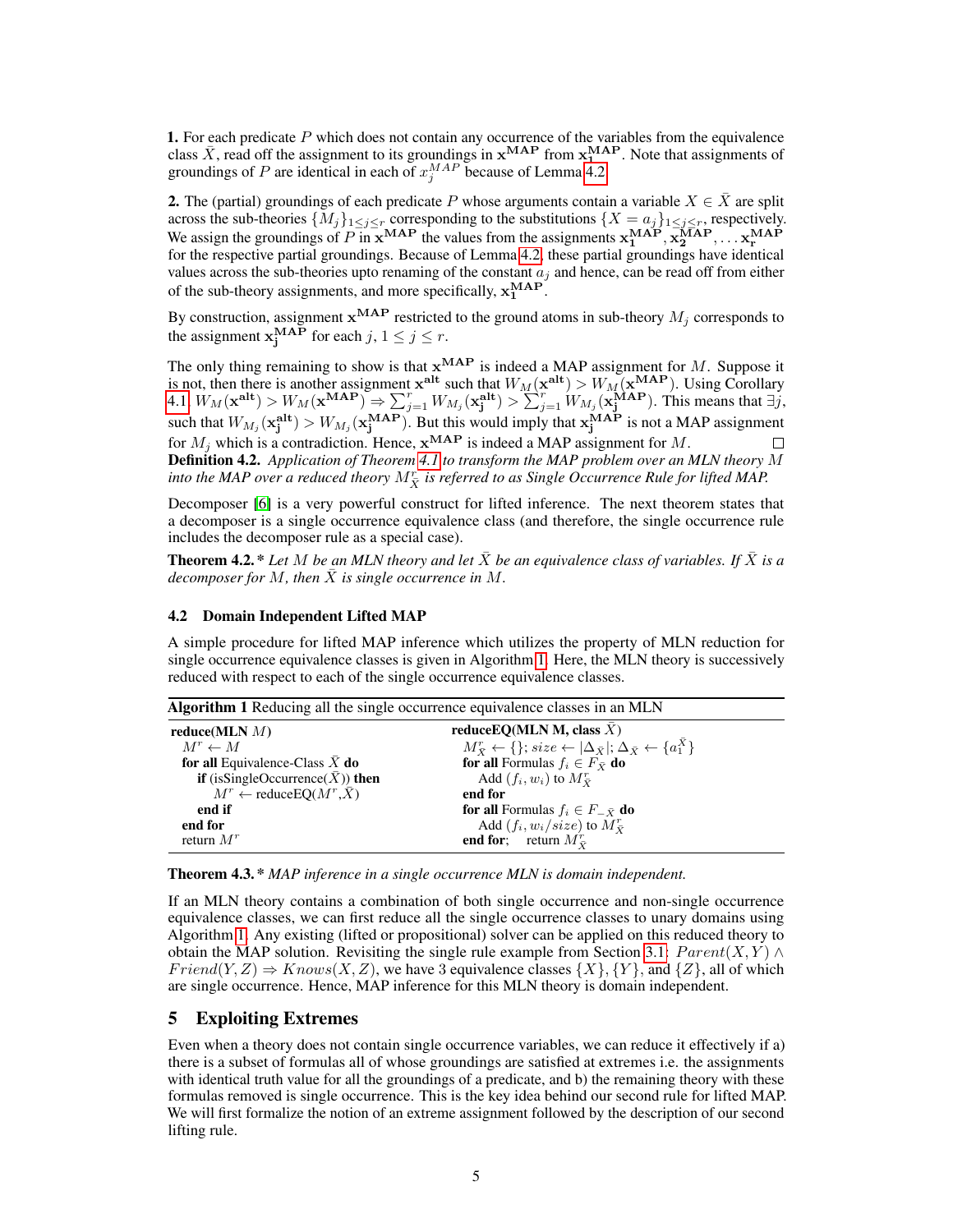**1.** For each predicate $P$ which does not contain any occurrence of the variables from the equivalence class $\bar{X}$, read off the assignment to its groundings in $\mathbf{x^{MAP}}$ from $\mathbf{x_1^{MAP}}$. Note that assignments of groundings of $P$ are identical in each of $x_j^{MAP}$ because of Lemma 4.2.

**2.** The (partial) groundings of each predicate $P$ whose arguments contain a variable $X \in \bar{X}$ are split across the sub-theories $\{M_j\}_{1 \le j \le r}$ corresponding to the substitutions $\{X = a_j\}_{1 \le j \le r}$, respectively. We assign the groundings of $P$ in $\mathbf{x^{MAP}}$ the values from the assignments $\mathbf{x_1^{MAP}}, \mathbf{x_2^{MAP}}, \ldots \mathbf{x_r^{MAP}}$ for the respective partial groundings. Because of Lemma 4.2, these partial groundings have identical values across the sub-theories upto renaming of the constant $a_j$ and hence, can be read off from either of the sub-theory assignments, and more specifically, $\mathbf{x_1^{MAP}}$.

By construction, assignment $\mathbf{x^{MAP}}$ restricted to the ground atoms in sub-theory $M_j$ corresponds to the assignment $\mathbf{x_j^{MAP}}$ for each $j$, $1 \le j \le r$.

The only thing remaining to show is that $\mathbf{x^{MAP}}$ is indeed a MAP assignment for $M$. Suppose it is not, then there is another assignment $\mathbf{x^{alt}}$ such that $W_M(\mathbf{x^{alt}}) > W_M(\mathbf{x^{MAP}})$. Using Corollary 4.1, $W_M(\mathbf{x^{alt}}) > W_M(\mathbf{x^{MAP}}) \Rightarrow \sum_{j=1}^{r} W_{M_j}(\mathbf{x_j^{alt}}) > \sum_{j=1}^{r} W_{M_j}(\mathbf{x_j^{MAP}})$. This means that $\exists j$, such that $W_{M_j}(\mathbf{x_j^{alt}}) > W_{M_j}(\mathbf{x_j^{MAP}})$. But this would imply that $\mathbf{x_j^{MAP}}$ is not a MAP assignment for $M_j$ which is a contradiction. Hence, $\mathbf{x^{MAP}}$ is indeed a MAP assignment for $M$. □

**Definition 4.2.** *Application of Theorem 4.1 to transform the MAP problem over an MLN theory $M$ into the MAP over a reduced theory $M_{\bar{X}}^r$ is referred to as Single Occurrence Rule for lifted MAP.*

Decomposer [6] is a very powerful construct for lifted inference. The next theorem states that a decomposer is a single occurrence equivalence class (and therefore, the single occurrence rule includes the decomposer rule as a special case).

**Theorem 4.2.** * *Let $M$ be an MLN theory and let $\bar{X}$ be an equivalence class of variables. If $\bar{X}$ is a decomposer for $M$, then $\bar{X}$ is single occurrence in $M$.*

### 4.2 Domain Independent Lifted MAP

A simple procedure for lifted MAP inference which utilizes the property of MLN reduction for single occurrence equivalence classes is given in Algorithm 1. Here, the MLN theory is successively reduced with respect to each of the single occurrence equivalence classes.

**Algorithm 1** Reducing all the single occurrence equivalence classes in an MLN

```
reduce(MLN M)                                   reduceEQ(MLN M, class X̄)
  M^r ← M                                         M^r_X̄ ← {}; size ← |Δ_X̄|; Δ_X̄ ← {a_1^X̄}
  for all Equivalence-Class X̄ do                 for all Formulas f_i ∈ F_X̄ do
    if (isSingleOccurrence(X̄)) then                Add (f_i, w_i) to M^r_X̄
      M^r ← reduceEQ(M^r, X̄)                     end for
    end if                                        for all Formulas f_i ∈ F_{-X̄} do
  end for                                           Add (f_i, w_i/size) to M^r_X̄
  return M^r                                      end for;   return M^r_X̄
```

**Theorem 4.3.** * *MAP inference in a single occurrence MLN is domain independent.*

If an MLN theory contains a combination of both single occurrence and non-single occurrence equivalence classes, we can first reduce all the single occurrence classes to unary domains using Algorithm 1. Any existing (lifted or propositional) solver can be applied on this reduced theory to obtain the MAP solution. Revisiting the single rule example from Section 3.1: $Parent(X, Y) \wedge Friend(Y, Z) \Rightarrow Knows(X, Z)$, we have 3 equivalence classes $\{X\}, \{Y\}$, and $\{Z\}$, all of which are single occurrence. Hence, MAP inference for this MLN theory is domain independent.

## 5 Exploiting Extremes

Even when a theory does not contain single occurrence variables, we can reduce it effectively if a) there is a subset of formulas all of whose groundings are satisfied at extremes i.e. the assignments with identical truth value for all the groundings of a predicate, and b) the remaining theory with these formulas removed is single occurrence. This is the key idea behind our second rule for lifted MAP. We will first formalize the notion of an extreme assignment followed by the description of our second lifting rule.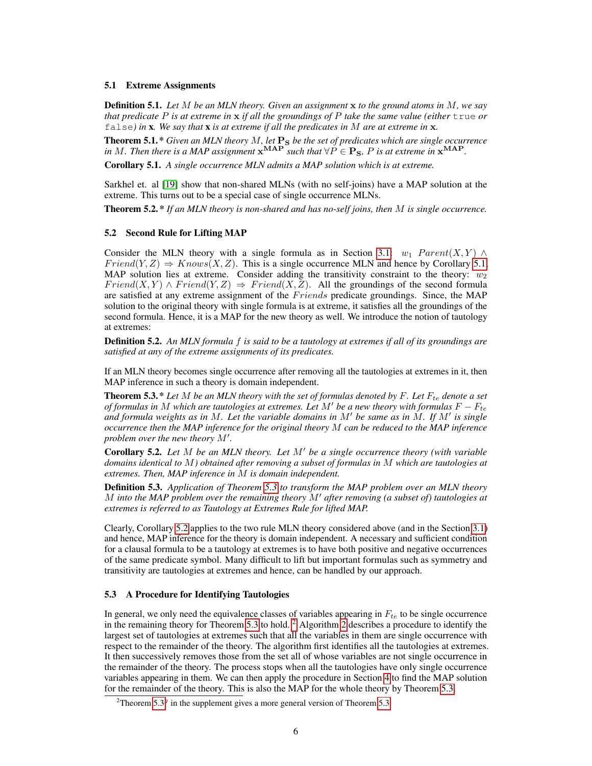### 5.1 Extreme Assignments

**Definition 5.1.** *Let $M$ be an MLN theory. Given an assignment $\mathbf{x}$ to the ground atoms in $M$, we say that predicate $P$ is at extreme in $\mathbf{x}$ if all the groundings of $P$ take the same value (either* `true` *or* `false`*) in $\mathbf{x}$. We say that $\mathbf{x}$ is at extreme if all the predicates in $M$ are at extreme in $\mathbf{x}$.*

**Theorem 5.1.*** *Given an MLN theory $M$, let $\mathbf{P_S}$ be the set of predicates which are single occurrence in $M$. Then there is a MAP assignment $\mathbf{x^{MAP}}$ such that $\forall P \in \mathbf{P_S}$, $P$ is at extreme in $\mathbf{x^{MAP}}$.*

**Corollary 5.1.** *A single occurrence MLN admits a MAP solution which is at extreme.*

Sarkhel et. al [19] show that non-shared MLNs (with no self-joins) have a MAP solution at the extreme. This turns out to be a special case of single occurrence MLNs.

**Theorem 5.2.*** *If an MLN theory is non-shared and has no-self joins, then $M$ is single occurrence.*

### 5.2 Second Rule for Lifting MAP

Consider the MLN theory with a single formula as in Section 3.1: $w_1$ $Parent(X,Y) \wedge Friend(Y,Z) \Rightarrow Knows(X,Z)$. This is a single occurrence MLN and hence by Corollary 5.1, MAP solution lies at extreme. Consider adding the transitivity constraint to the theory: $w_2$ $Friend(X,Y) \wedge Friend(Y,Z) \Rightarrow Friend(X,Z)$. All the groundings of the second formula are satisfied at any extreme assignment of the $Friends$ predicate groundings. Since, the MAP solution to the original theory with single formula is at extreme, it satisfies all the groundings of the second formula. Hence, it is a MAP for the new theory as well. We introduce the notion of tautology at extremes:

**Definition 5.2.** *An MLN formula $f$ is said to be a tautology at extremes if all of its groundings are satisfied at any of the extreme assignments of its predicates.*

If an MLN theory becomes single occurrence after removing all the tautologies at extremes in it, then MAP inference in such a theory is domain independent.

**Theorem 5.3.*** *Let $M$ be an MLN theory with the set of formulas denoted by $F$. Let $F_{te}$ denote a set of formulas in $M$ which are tautologies at extremes. Let $M'$ be a new theory with formulas $F - F_{te}$ and formula weights as in $M$. Let the variable domains in $M'$ be same as in $M$. If $M'$ is single occurrence then the MAP inference for the original theory $M$ can be reduced to the MAP inference problem over the new theory $M'$.*

**Corollary 5.2.** *Let $M$ be an MLN theory. Let $M'$ be a single occurrence theory (with variable domains identical to $M$) obtained after removing a subset of formulas in $M$ which are tautologies at extremes. Then, MAP inference in $M$ is domain independent.*

**Definition 5.3.** *Application of Theorem 5.3 to transform the MAP problem over an MLN theory $M$ into the MAP problem over the remaining theory $M'$ after removing (a subset of) tautologies at extremes is referred to as Tautology at Extremes Rule for lifted MAP.*

Clearly, Corollary 5.2 applies to the two rule MLN theory considered above (and in the Section 3.1) and hence, MAP inference for the theory is domain independent. A necessary and sufficient condition for a clausal formula to be a tautology at extremes is to have both positive and negative occurrences of the same predicate symbol. Many difficult to lift but important formulas such as symmetry and transitivity are tautologies at extremes and hence, can be handled by our approach.

### 5.3 A Procedure for Identifying Tautologies

In general, we only need the equivalence classes of variables appearing in $F_{te}$ to be single occurrence in the remaining theory for Theorem 5.3 to hold. [2] Algorithm 2 describes a procedure to identify the largest set of tautologies at extremes such that all the variables in them are single occurrence with respect to the remainder of the theory. The algorithm first identifies all the tautologies at extremes. It then successively removes those from the set all of whose variables are not single occurrence in the remainder of the theory. The process stops when all the tautologies have only single occurrence variables appearing in them. We can then apply the procedure in Section 4 to find the MAP solution for the remainder of the theory. This is also the MAP for the whole theory by Theorem 5.3.

[2] Theorem 5.3' in the supplement gives a more general version of Theorem 5.3.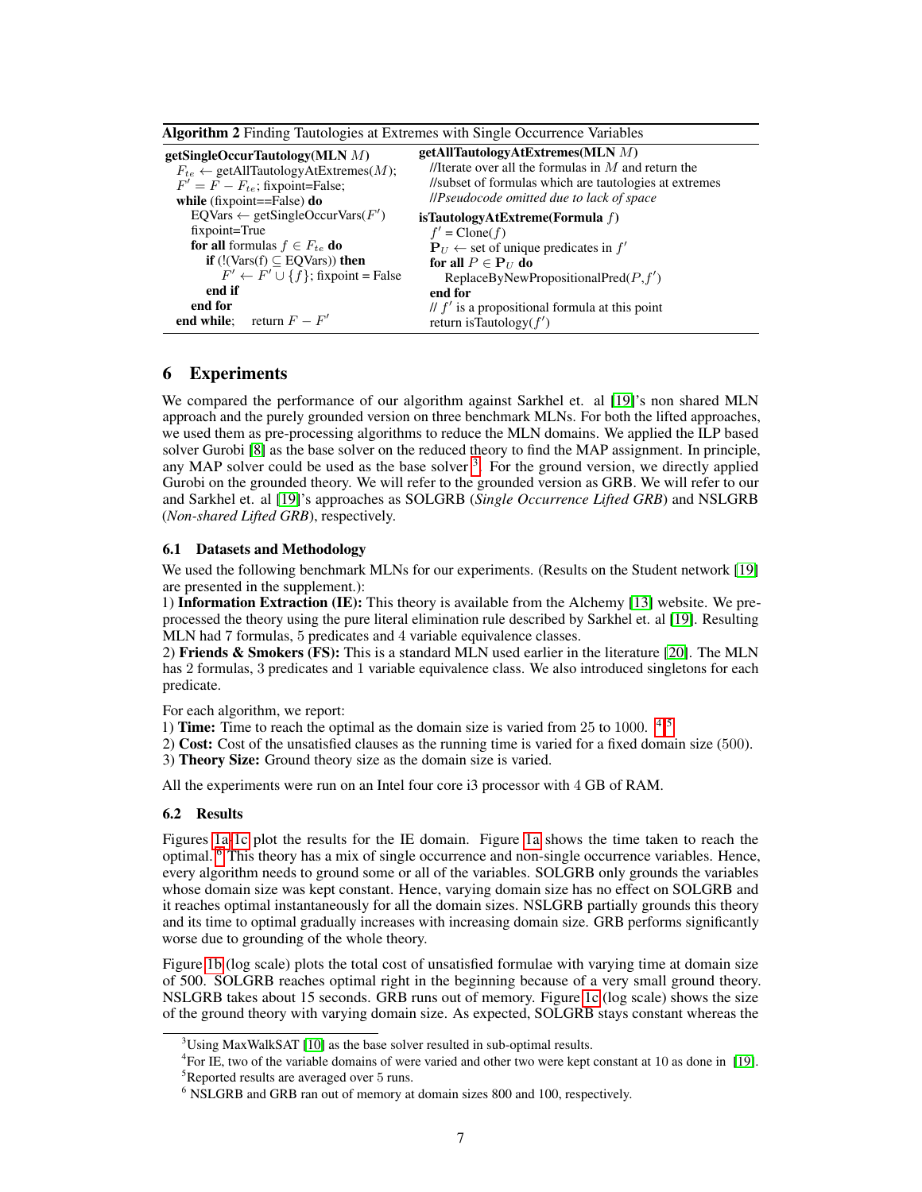**Algorithm 2** Finding Tautologies at Extremes with Single Occurrence Variables

```
getSingleOccurTautology(MLN M)
  F_te ← getAllTautologyAtExtremes(M);
  F' = F − F_te; fixpoint=False;
  while (fixpoint==False) do
    EQVars ← getSingleOccurVars(F')
    fixpoint=True
    for all formulas f ∈ F_te do
      if (!(Vars(f) ⊆ EQVars)) then
        F' ← F' ∪ {f}; fixpoint = False
      end if
    end for
  end while;    return F − F'

getAllTautologyAtExtremes(MLN M)
  //Iterate over all the formulas in M and return the
  //subset of formulas which are tautologies at extremes
  //Pseudocode omitted due to lack of space

isTautologyAtExtreme(Formula f)
  f' = Clone(f)
  P_U ← set of unique predicates in f'
  for all P ∈ P_U do
    ReplaceByNewPropositionalPred(P,f')
  end for
  // f' is a propositional formula at this point
  return isTautology(f')
```

## 6 Experiments

We compared the performance of our algorithm against Sarkhel et. al [19]'s non shared MLN approach and the purely grounded version on three benchmark MLNs. For both the lifted approaches, we used them as pre-processing algorithms to reduce the MLN domains. We applied the ILP based solver Gurobi [8] as the base solver on the reduced theory to find the MAP assignment. In principle, any MAP solver could be used as the base solver [3]. For the ground version, we directly applied Gurobi on the grounded theory. We will refer to the grounded version as GRB. We will refer to our and Sarkhel et. al [19]'s approaches as SOLGRB (*Single Occurrence Lifted GRB*) and NSLGRB (*Non-shared Lifted GRB*), respectively.

### 6.1 Datasets and Methodology

We used the following benchmark MLNs for our experiments. (Results on the Student network [19] are presented in the supplement.):

1) **Information Extraction (IE):** This theory is available from the Alchemy [13] website. We preprocessed the theory using the pure literal elimination rule described by Sarkhel et. al [19]. Resulting MLN had 7 formulas, 5 predicates and 4 variable equivalence classes.

2) **Friends & Smokers (FS):** This is a standard MLN used earlier in the literature [20]. The MLN has 2 formulas, 3 predicates and 1 variable equivalence class. We also introduced singletons for each predicate.

For each algorithm, we report:

1) **Time:** Time to reach the optimal as the domain size is varied from 25 to 1000. [4] [5]

2) **Cost:** Cost of the unsatisfied clauses as the running time is varied for a fixed domain size (500).

3) **Theory Size:** Ground theory size as the domain size is varied.

All the experiments were run on an Intel four core i3 processor with 4 GB of RAM.

### 6.2 Results

Figures 1a-1c plot the results for the IE domain. Figure 1a shows the time taken to reach the optimal. [6] This theory has a mix of single occurrence and non-single occurrence variables. Hence, every algorithm needs to ground some or all of the variables. SOLGRB only grounds the variables whose domain size was kept constant. Hence, varying domain size has no effect on SOLGRB and it reaches optimal instantaneously for all the domain sizes. NSLGRB partially grounds this theory and its time to optimal gradually increases with increasing domain size. GRB performs significantly worse due to grounding of the whole theory.

Figure 1b (log scale) plots the total cost of unsatisfied formulae with varying time at domain size of 500. SOLGRB reaches optimal right in the beginning because of a very small ground theory. NSLGRB takes about 15 seconds. GRB runs out of memory. Figure 1c (log scale) shows the size of the ground theory with varying domain size. As expected, SOLGRB stays constant whereas the

---

[3] Using MaxWalkSAT [10] as the base solver resulted in sub-optimal results.

[4] For IE, two of the variable domains of were varied and other two were kept constant at 10 as done in [19].

[5] Reported results are averaged over 5 runs.

[6] NSLGRB and GRB ran out of memory at domain sizes 800 and 100, respectively.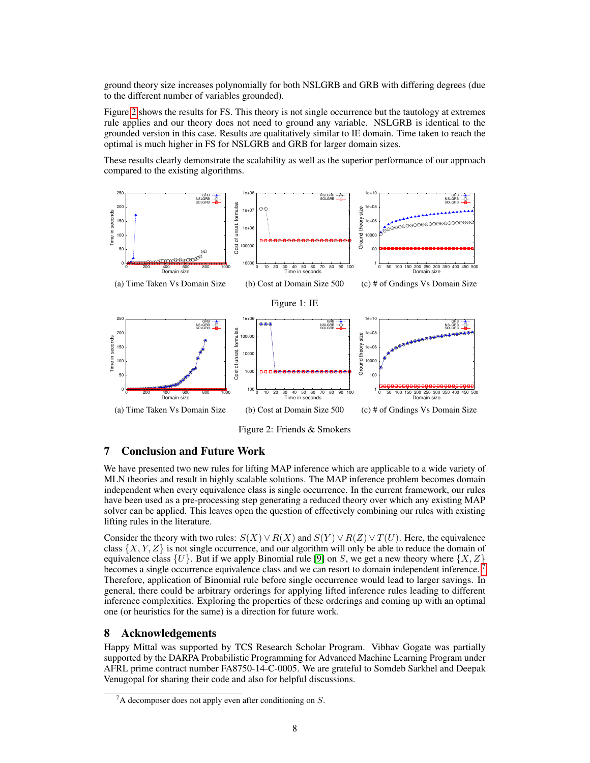ground theory size increases polynomially for both NSLGRB and GRB with differing degrees (due to the different number of variables grounded).

Figure 2 shows the results for FS. This theory is not single occurrence but the tautology at extremes rule applies and our theory does not need to ground any variable. NSLGRB is identical to the grounded version in this case. Results are qualitatively similar to IE domain. Time taken to reach the optimal is much higher in FS for NSLGRB and GRB for larger domain sizes.

These results clearly demonstrate the scalability as well as the superior performance of our approach compared to the existing algorithms.

(a) Time Taken Vs Domain Size (b) Cost at Domain Size 500 (c) # of Gndings Vs Domain Size

Figure 1: IE

(a) Time Taken Vs Domain Size (b) Cost at Domain Size 500 (c) # of Gndings Vs Domain Size

Figure 2: Friends & Smokers

## 7 Conclusion and Future Work

We have presented two new rules for lifting MAP inference which are applicable to a wide variety of MLN theories and result in highly scalable solutions. The MAP inference problem becomes domain independent when every equivalence class is single occurrence. In the current framework, our rules have been used as a pre-processing step generating a reduced theory over which any existing MAP solver can be applied. This leaves open the question of effectively combining our rules with existing lifting rules in the literature.

Consider the theory with two rules: $S(X) \vee R(X)$ and $S(Y) \vee R(Z) \vee T(U)$. Here, the equivalence class $\{X, Y, Z\}$ is not single occurrence, and our algorithm will only be able to reduce the domain of equivalence class $\{U\}$. But if we apply Binomial rule [9] on $S$, we get a new theory where $\{X, Z\}$ becomes a single occurrence equivalence class and we can resort to domain independent inference.[7] Therefore, application of Binomial rule before single occurrence would lead to larger savings. In general, there could be arbitrary orderings for applying lifted inference rules leading to different inference complexities. Exploring the properties of these orderings and coming up with an optimal one (or heuristics for the same) is a direction for future work.

## 8 Acknowledgements

Happy Mittal was supported by TCS Research Scholar Program. Vibhav Gogate was partially supported by the DARPA Probabilistic Programming for Advanced Machine Learning Program under AFRL prime contract number FA8750-14-C-0005. We are grateful to Somdeb Sarkhel and Deepak Venugopal for sharing their code and also for helpful discussions.

[7] A decomposer does not apply even after conditioning on $S$.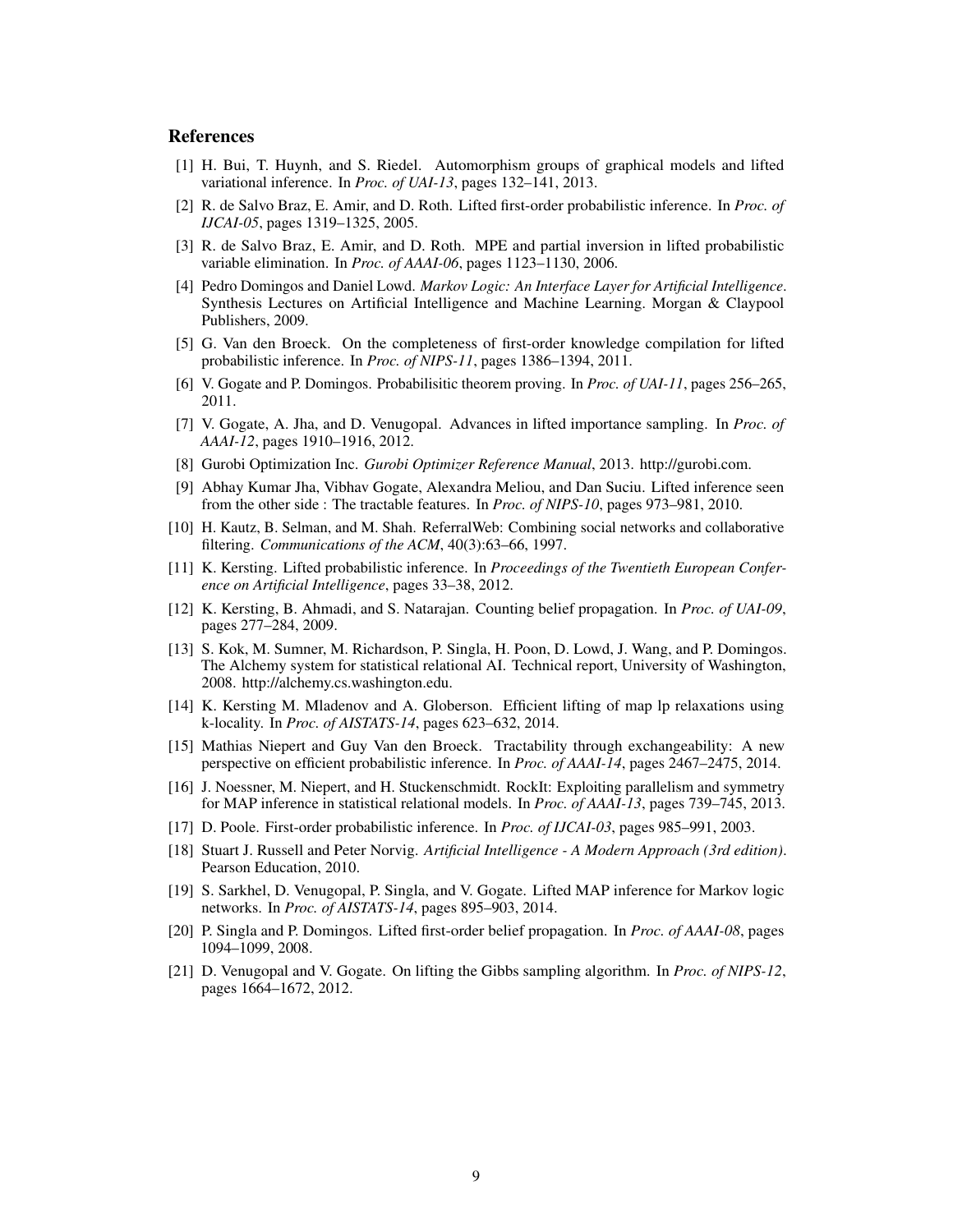## References

[1] H. Bui, T. Huynh, and S. Riedel. Automorphism groups of graphical models and lifted variational inference. In *Proc. of UAI-13*, pages 132–141, 2013.

[2] R. de Salvo Braz, E. Amir, and D. Roth. Lifted first-order probabilistic inference. In *Proc. of IJCAI-05*, pages 1319–1325, 2005.

[3] R. de Salvo Braz, E. Amir, and D. Roth. MPE and partial inversion in lifted probabilistic variable elimination. In *Proc. of AAAI-06*, pages 1123–1130, 2006.

[4] Pedro Domingos and Daniel Lowd. *Markov Logic: An Interface Layer for Artificial Intelligence*. Synthesis Lectures on Artificial Intelligence and Machine Learning. Morgan & Claypool Publishers, 2009.

[5] G. Van den Broeck. On the completeness of first-order knowledge compilation for lifted probabilistic inference. In *Proc. of NIPS-11*, pages 1386–1394, 2011.

[6] V. Gogate and P. Domingos. Probabilisitic theorem proving. In *Proc. of UAI-11*, pages 256–265, 2011.

[7] V. Gogate, A. Jha, and D. Venugopal. Advances in lifted importance sampling. In *Proc. of AAAI-12*, pages 1910–1916, 2012.

[8] Gurobi Optimization Inc. *Gurobi Optimizer Reference Manual*, 2013. http://gurobi.com.

[9] Abhay Kumar Jha, Vibhav Gogate, Alexandra Meliou, and Dan Suciu. Lifted inference seen from the other side : The tractable features. In *Proc. of NIPS-10*, pages 973–981, 2010.

[10] H. Kautz, B. Selman, and M. Shah. ReferralWeb: Combining social networks and collaborative filtering. *Communications of the ACM*, 40(3):63–66, 1997.

[11] K. Kersting. Lifted probabilistic inference. In *Proceedings of the Twentieth European Conference on Artificial Intelligence*, pages 33–38, 2012.

[12] K. Kersting, B. Ahmadi, and S. Natarajan. Counting belief propagation. In *Proc. of UAI-09*, pages 277–284, 2009.

[13] S. Kok, M. Sumner, M. Richardson, P. Singla, H. Poon, D. Lowd, J. Wang, and P. Domingos. The Alchemy system for statistical relational AI. Technical report, University of Washington, 2008. http://alchemy.cs.washington.edu.

[14] K. Kersting M. Mladenov and A. Globerson. Efficient lifting of map lp relaxations using k-locality. In *Proc. of AISTATS-14*, pages 623–632, 2014.

[15] Mathias Niepert and Guy Van den Broeck. Tractability through exchangeability: A new perspective on efficient probabilistic inference. In *Proc. of AAAI-14*, pages 2467–2475, 2014.

[16] J. Noessner, M. Niepert, and H. Stuckenschmidt. RockIt: Exploiting parallelism and symmetry for MAP inference in statistical relational models. In *Proc. of AAAI-13*, pages 739–745, 2013.

[17] D. Poole. First-order probabilistic inference. In *Proc. of IJCAI-03*, pages 985–991, 2003.

[18] Stuart J. Russell and Peter Norvig. *Artificial Intelligence - A Modern Approach (3rd edition)*. Pearson Education, 2010.

[19] S. Sarkhel, D. Venugopal, P. Singla, and V. Gogate. Lifted MAP inference for Markov logic networks. In *Proc. of AISTATS-14*, pages 895–903, 2014.

[20] P. Singla and P. Domingos. Lifted first-order belief propagation. In *Proc. of AAAI-08*, pages 1094–1099, 2008.

[21] D. Venugopal and V. Gogate. On lifting the Gibbs sampling algorithm. In *Proc. of NIPS-12*, pages 1664–1672, 2012.